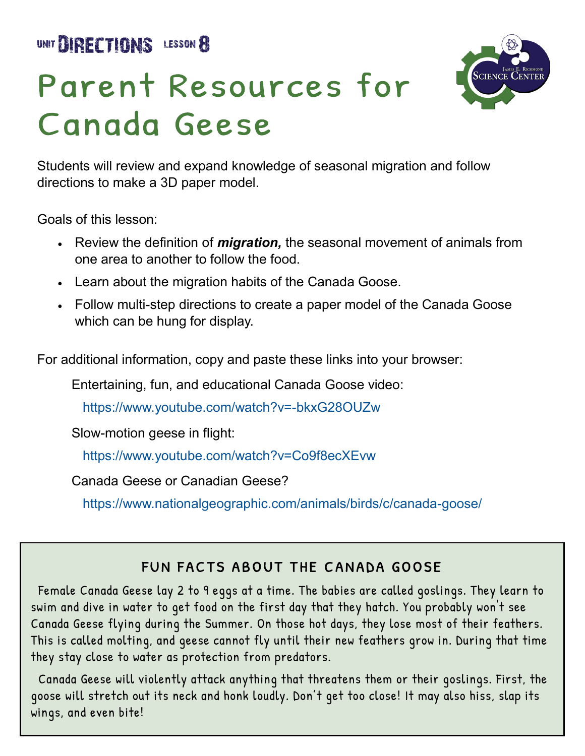UNIT **DIRECTIONS** LESSON **8**

# Parent Resources for Canada Geese

Students will review and expand knowledge of seasonal migration and follow directions to make a 3D paper model.

Goals of this lesson:

- Review the definition of ***migration,*** the seasonal movement of animals from one area to another to follow the food.
- Learn about the migration habits of the Canada Goose.
- Follow multi-step directions to create a paper model of the Canada Goose which can be hung for display.

For additional information, copy and paste these links into your browser:

Entertaining, fun, and educational Canada Goose video:

https://www.youtube.com/watch?v=-bkxG28OUZw

Slow-motion geese in flight:

https://www.youtube.com/watch?v=Co9f8ecXEvw

Canada Geese or Canadian Geese?

https://www.nationalgeographic.com/animals/birds/c/canada-goose/

## FUN FACTS ABOUT THE CANADA GOOSE

Female Canada Geese lay 2 to 9 eggs at a time. The babies are called goslings. They learn to swim and dive in water to get food on the first day that they hatch. You probably won't see Canada Geese flying during the Summer. On those hot days, they lose most of their feathers. This is called molting, and geese cannot fly until their new feathers grow in. During that time they stay close to water as protection from predators.

Canada Geese will violently attack anything that threatens them or their goslings. First, the goose will stretch out its neck and honk loudly. Don't get too close! It may also hiss, slap its wings, and even bite!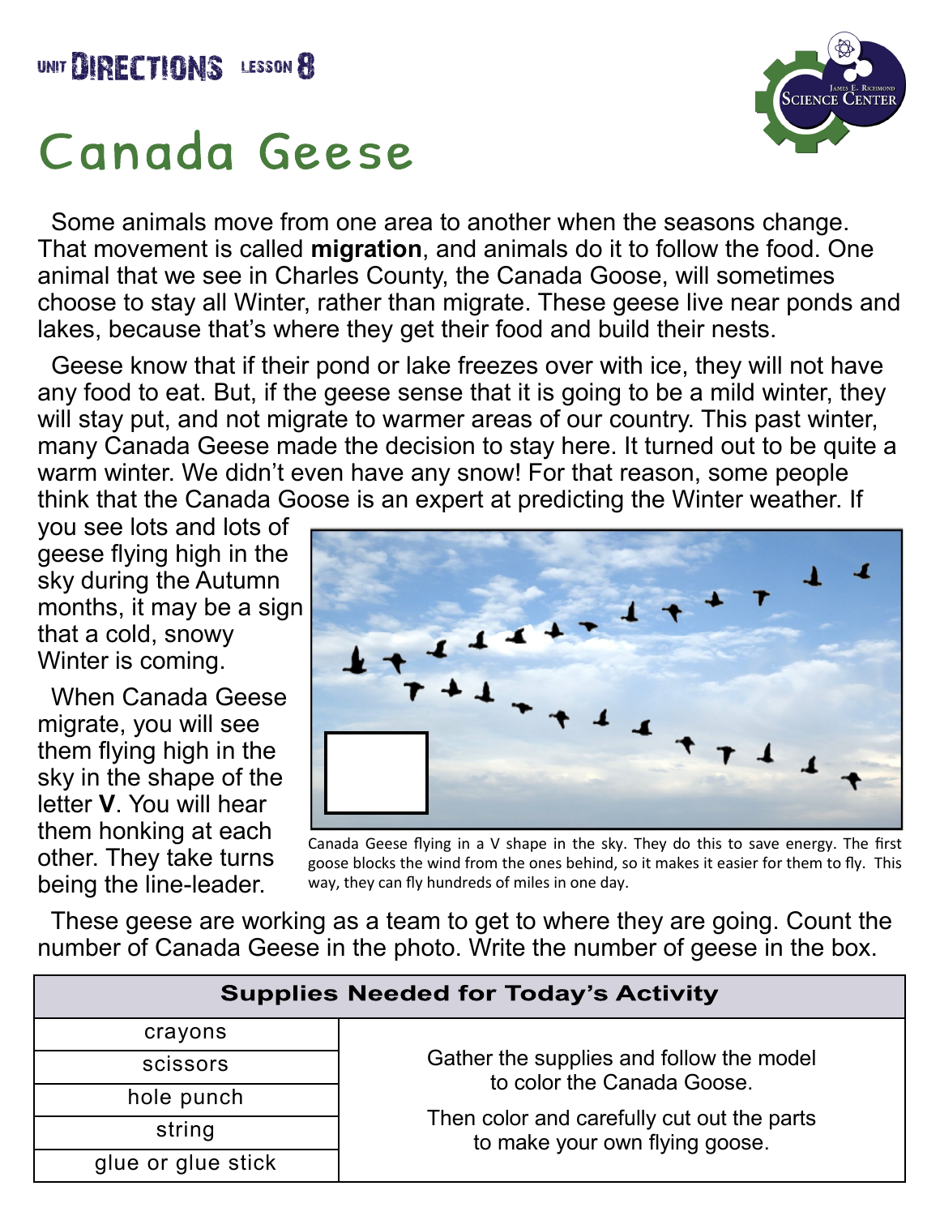UNIT DIRECTIONS LESSON 8

# Canada Geese

Some animals move from one area to another when the seasons change. That movement is called **migration**, and animals do it to follow the food. One animal that we see in Charles County, the Canada Goose, will sometimes choose to stay all Winter, rather than migrate. These geese live near ponds and lakes, because that's where they get their food and build their nests.

Geese know that if their pond or lake freezes over with ice, they will not have any food to eat. But, if the geese sense that it is going to be a mild winter, they will stay put, and not migrate to warmer areas of our country. This past winter, many Canada Geese made the decision to stay here. It turned out to be quite a warm winter. We didn't even have any snow! For that reason, some people think that the Canada Goose is an expert at predicting the Winter weather. If you see lots and lots of geese flying high in the sky during the Autumn months, it may be a sign that a cold, snowy Winter is coming.

When Canada Geese migrate, you will see them flying high in the sky in the shape of the letter **V**. You will hear them honking at each other. They take turns being the line-leader.

Canada Geese flying in a V shape in the sky. They do this to save energy. The first goose blocks the wind from the ones behind, so it makes it easier for them to fly. This way, they can fly hundreds of miles in one day.

These geese are working as a team to get to where they are going. Count the number of Canada Geese in the photo. Write the number of geese in the box.

| Supplies Needed for Today's Activity | |
|---|---|
| crayons | Gather the supplies and follow the model to color the Canada Goose. Then color and carefully cut out the parts to make your own flying goose. |
| scissors | |
| hole punch | |
| string | |
| glue or glue stick | |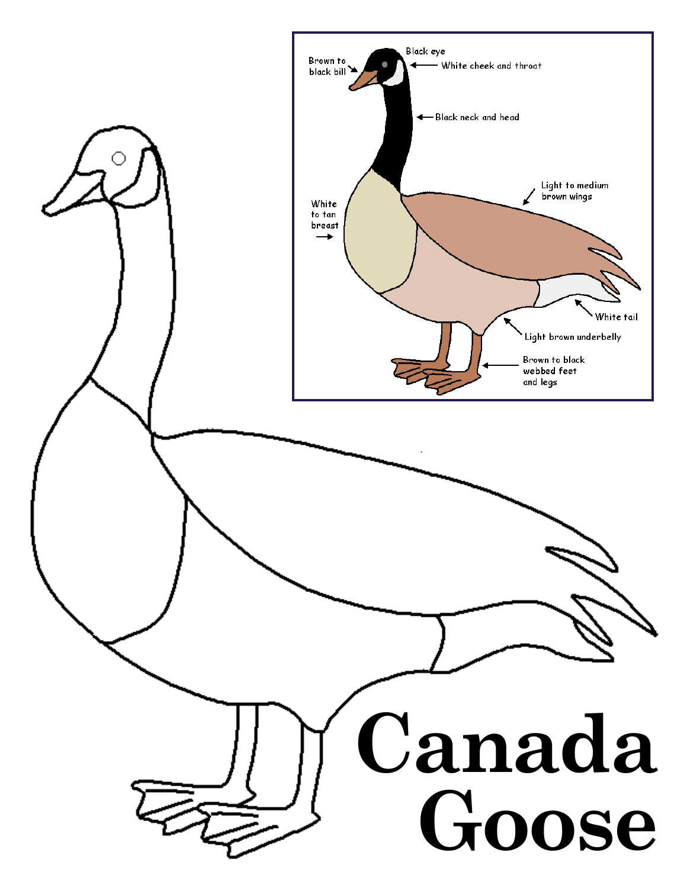# Canada Goose

Black eye

Brown to black bill

White cheek and throat

Black neck and head

Light to medium brown wings

White to tan breast

White tail

Light brown underbelly

Brown to black webbed feet and legs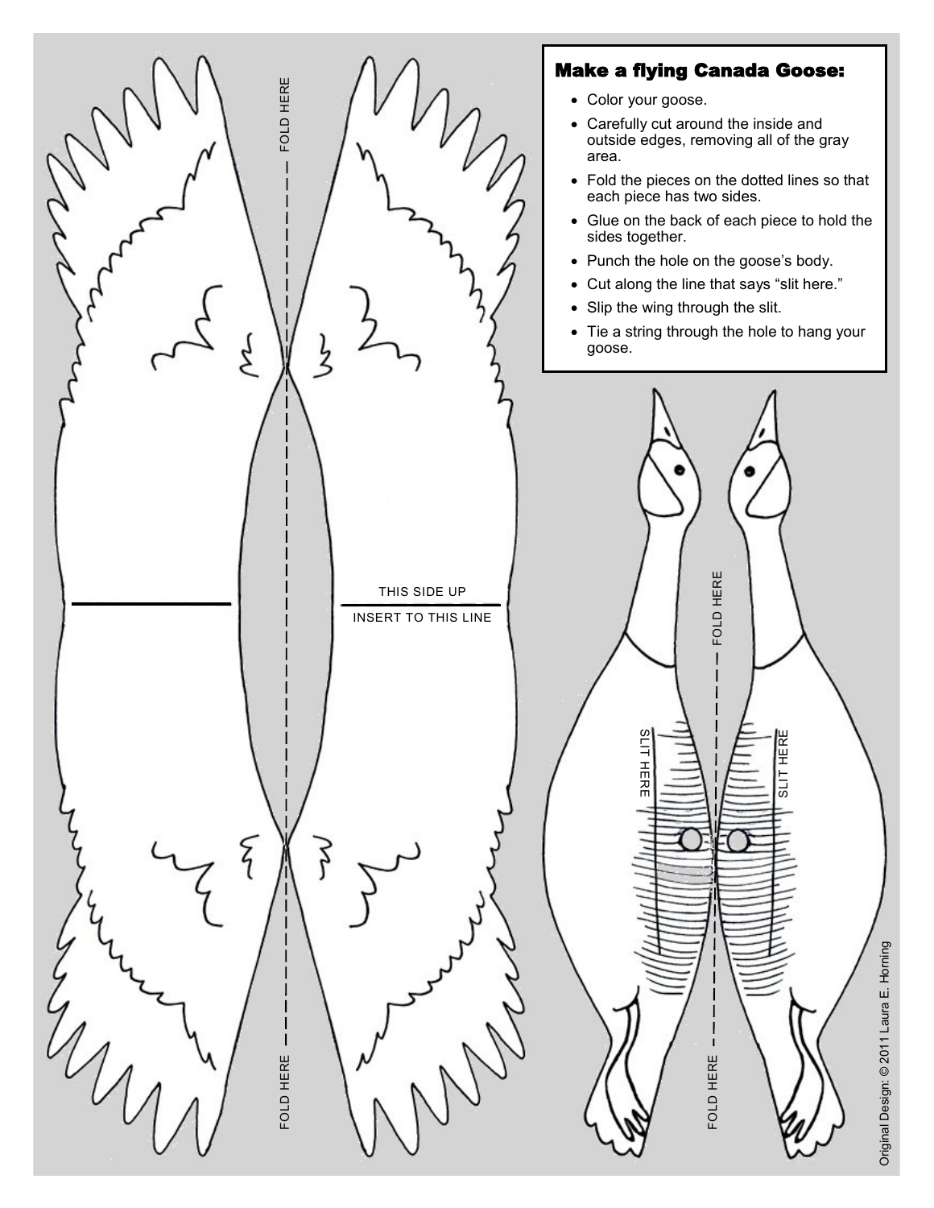## Make a flying Canada Goose:

- Color your goose.
- Carefully cut around the inside and outside edges, removing all of the gray area.
- Fold the pieces on the dotted lines so that each piece has two sides.
- Glue on the back of each piece to hold the sides together.
- Punch the hole on the goose's body.
- Cut along the line that says "slit here."
- Slip the wing through the slit.
- Tie a string through the hole to hang your goose.

FOLD HERE

FOLD HERE

THIS SIDE UP

INSERT TO THIS LINE

FOLD HERE

SLIT HERE

SLIT HERE

FOLD HERE

Original Design: © 2011 Laura E. Horning